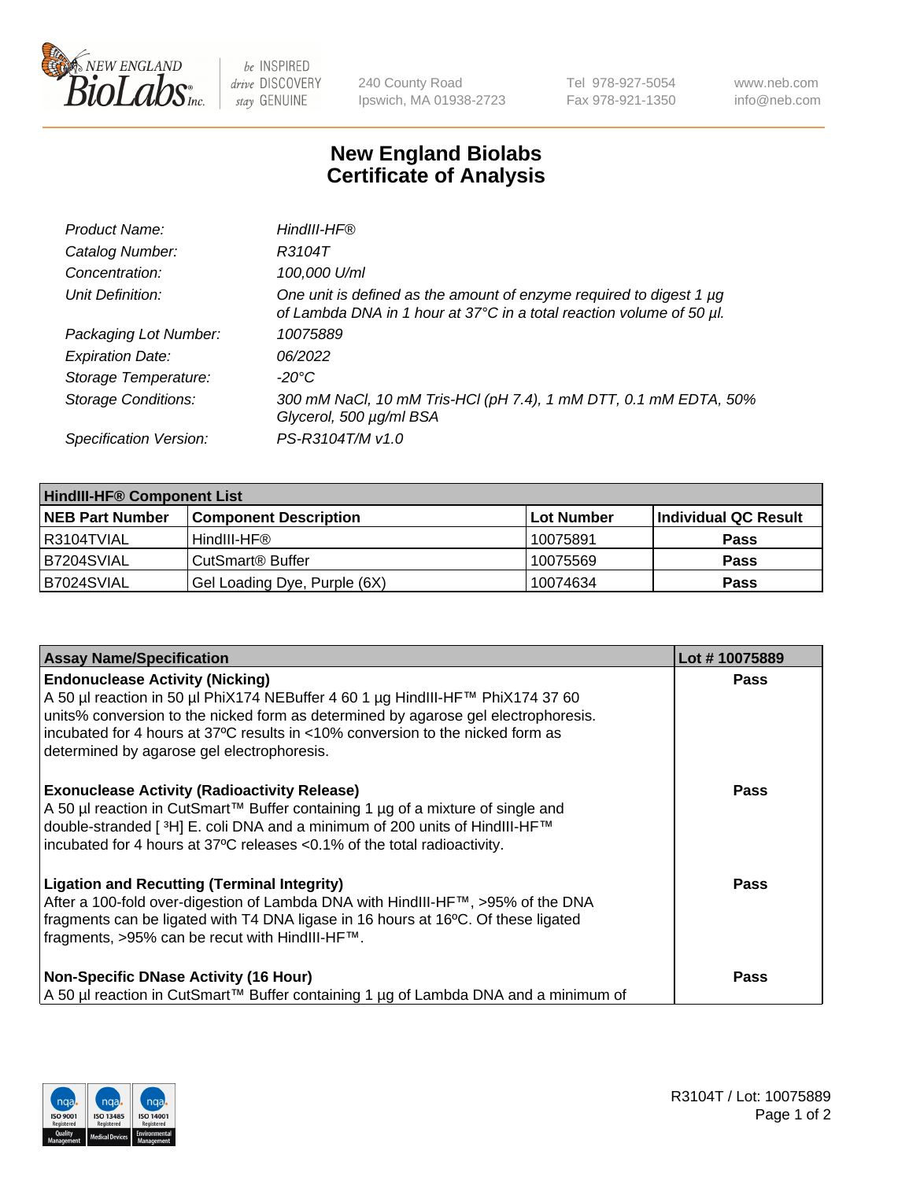# New England Biolabs Certificate of Analysis

| | |
|---|---|
| *Product Name:* | *HindIII-HF®* |
| *Catalog Number:* | *R3104T* |
| *Concentration:* | *100,000 U/ml* |
| *Unit Definition:* | *One unit is defined as the amount of enzyme required to digest 1 µg of Lambda DNA in 1 hour at 37°C in a total reaction volume of 50 µl.* |
| *Packaging Lot Number:* | *10075889* |
| *Expiration Date:* | *06/2022* |
| *Storage Temperature:* | *-20°C* |
| *Storage Conditions:* | *300 mM NaCl, 10 mM Tris-HCl (pH 7.4), 1 mM DTT, 0.1 mM EDTA, 50% Glycerol, 500 µg/ml BSA* |
| *Specification Version:* | *PS-R3104T/M v1.0* |

| HindIII-HF® Component List | | | |
|---|---|---|---|
| **NEB Part Number** | **Component Description** | **Lot Number** | **Individual QC Result** |
| R3104TVIAL | HindIII-HF® | 10075891 | **Pass** |
| B7204SVIAL | CutSmart® Buffer | 10075569 | **Pass** |
| B7024SVIAL | Gel Loading Dye, Purple (6X) | 10074634 | **Pass** |

| Assay Name/Specification | Lot # 10075889 |
|---|---|
| **Endonuclease Activity (Nicking)**<br>A 50 µl reaction in 50 µl PhiX174 NEBuffer 4 60 1 µg HindIII-HF™ PhiX174 37 60 units% conversion to the nicked form as determined by agarose gel electrophoresis. incubated for 4 hours at 37ºC results in <10% conversion to the nicked form as determined by agarose gel electrophoresis. | **Pass** |
| **Exonuclease Activity (Radioactivity Release)**<br>A 50 µl reaction in CutSmart™ Buffer containing 1 µg of a mixture of single and double-stranded [ $^{3}$H] E. coli DNA and a minimum of 200 units of HindIII-HF™ incubated for 4 hours at 37ºC releases <0.1% of the total radioactivity. | **Pass** |
| **Ligation and Recutting (Terminal Integrity)**<br>After a 100-fold over-digestion of Lambda DNA with HindIII-HF™, >95% of the DNA fragments can be ligated with T4 DNA ligase in 16 hours at 16ºC. Of these ligated fragments, >95% can be recut with HindIII-HF™. | **Pass** |
| **Non-Specific DNase Activity (16 Hour)**<br>A 50 µl reaction in CutSmart™ Buffer containing 1 µg of Lambda DNA and a minimum of | **Pass** |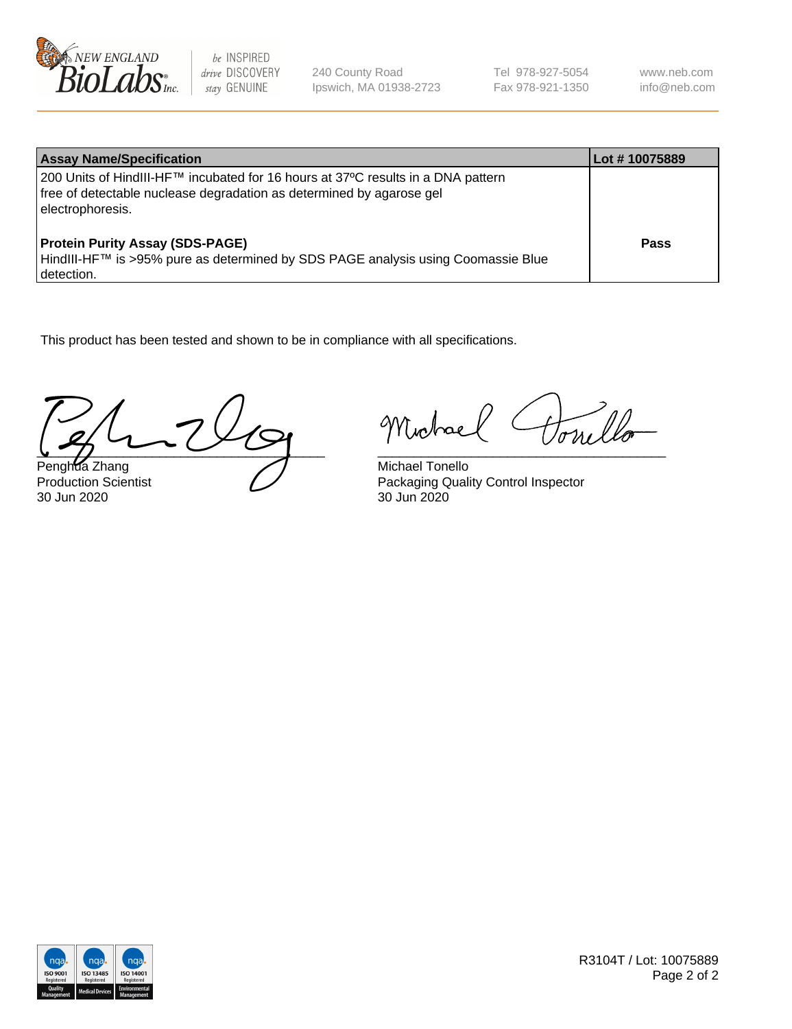240 County Road
Ipswich, MA 01938-2723

Tel 978-927-5054
Fax 978-921-1350

www.neb.com
info@neb.com

| Assay Name/Specification | Lot # 10075889 |
| --- | --- |
| 200 Units of HindIII-HF™ incubated for 16 hours at 37ºC results in a DNA pattern free of detectable nuclease degradation as determined by agarose gel electrophoresis. | |
| **Protein Purity Assay (SDS-PAGE)**<br>HindIII-HF™ is >95% pure as determined by SDS PAGE analysis using Coomassie Blue detection. | **Pass** |

This product has been tested and shown to be in compliance with all specifications.

Penghua Zhang
Production Scientist
30 Jun 2020

Michael Tonello
Packaging Quality Control Inspector
30 Jun 2020

R3104T / Lot: 10075889